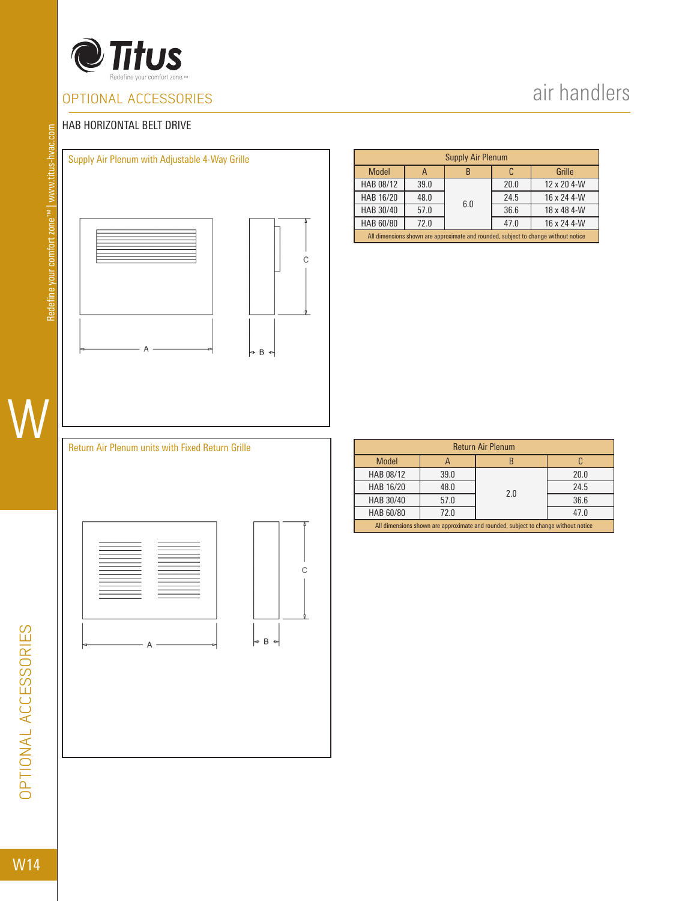# OPTIONAL ACCESSORIES

## HAB HORIZONTAL BELT DRIVE

### Supply Air Plenum with Adjustable 4-Way Grille

| Supply Air Plenum | | | | |
|---|---|---|---|---|
| Model | A | B | C | Grille |
| HAB 08/12 | 39.0 | 6.0 | 20.0 | 12 x 20 4-W |
| HAB 16/20 | 48.0 | | 24.5 | 16 x 24 4-W |
| HAB 30/40 | 57.0 | | 36.6 | 18 x 48 4-W |
| HAB 60/80 | 72.0 | | 47.0 | 16 x 24 4-W |

All dimensions shown are approximate and rounded, subject to change without notice

### Return Air Plenum units with Fixed Return Grille

| Return Air Plenum | | | |
|---|---|---|---|
| Model | A | B | C |
| HAB 08/12 | 39.0 | 2.0 | 20.0 |
| HAB 16/20 | 48.0 | | 24.5 |
| HAB 30/40 | 57.0 | | 36.6 |
| HAB 60/80 | 72.0 | | 47.0 |

All dimensions shown are approximate and rounded, subject to change without notice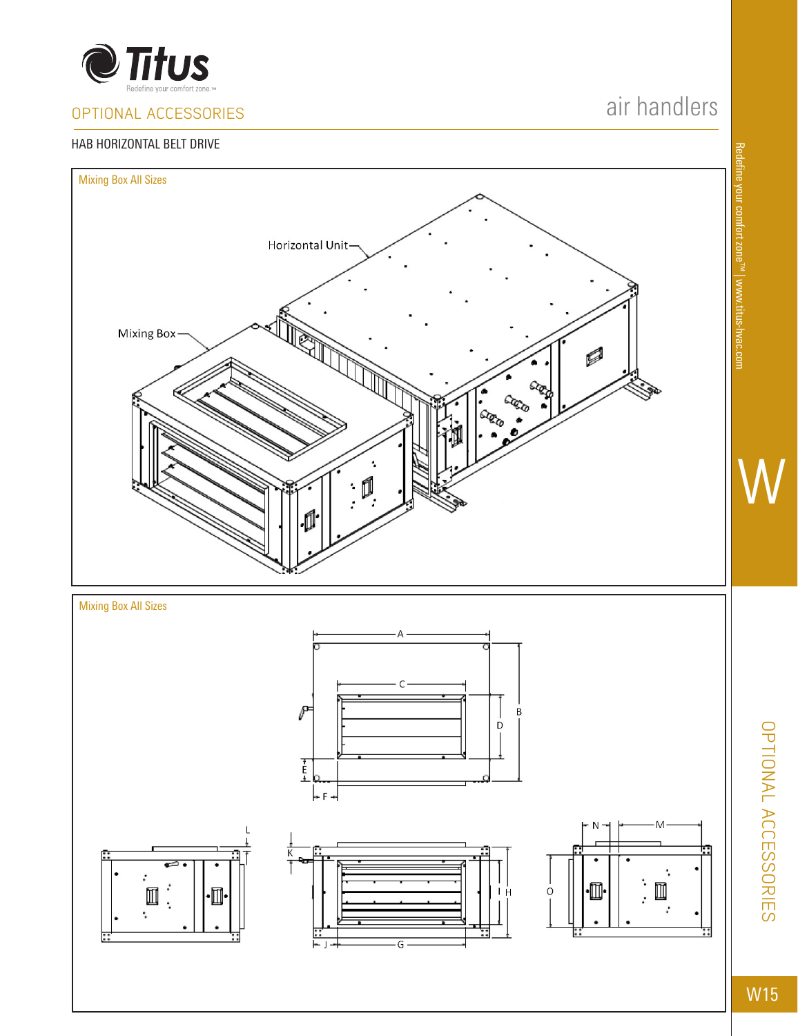## OPTIONAL ACCESSORIES

### HAB HORIZONTAL BELT DRIVE

Mixing Box All Sizes

Horizontal Unit

Mixing Box

Mixing Box All Sizes

A C B D E F L K J G H N M O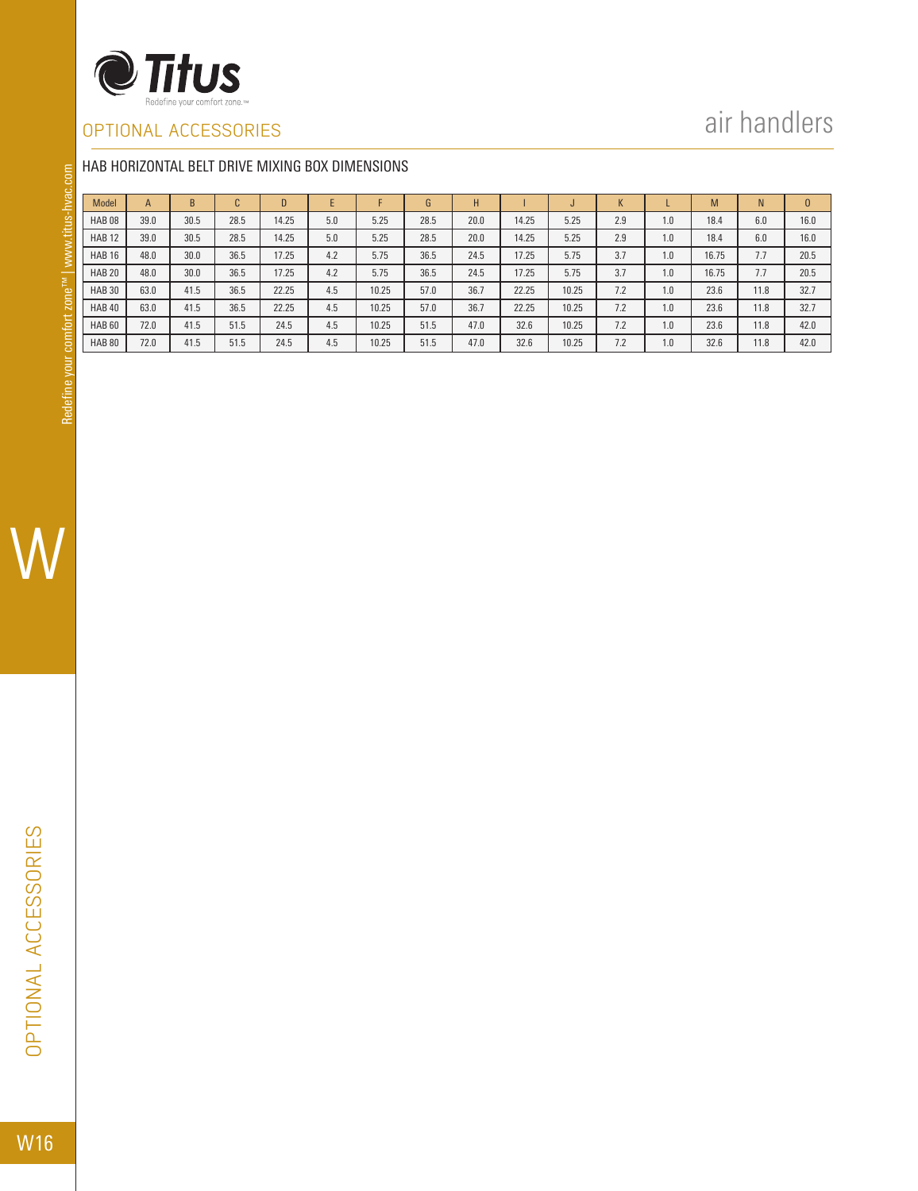## OPTIONAL ACCESSORIES

### HAB HORIZONTAL BELT DRIVE MIXING BOX DIMENSIONS

| Model | A | B | C | D | E | F | G | H | I | J | K | L | M | N | 0 |
|---|---|---|---|---|---|---|---|---|---|---|---|---|---|---|---|
| HAB 08 | 39.0 | 30.5 | 28.5 | 14.25 | 5.0 | 5.25 | 28.5 | 20.0 | 14.25 | 5.25 | 2.9 | 1.0 | 18.4 | 6.0 | 16.0 |
| HAB 12 | 39.0 | 30.5 | 28.5 | 14.25 | 5.0 | 5.25 | 28.5 | 20.0 | 14.25 | 5.25 | 2.9 | 1.0 | 18.4 | 6.0 | 16.0 |
| HAB 16 | 48.0 | 30.0 | 36.5 | 17.25 | 4.2 | 5.75 | 36.5 | 24.5 | 17.25 | 5.75 | 3.7 | 1.0 | 16.75 | 7.7 | 20.5 |
| HAB 20 | 48.0 | 30.0 | 36.5 | 17.25 | 4.2 | 5.75 | 36.5 | 24.5 | 17.25 | 5.75 | 3.7 | 1.0 | 16.75 | 7.7 | 20.5 |
| HAB 30 | 63.0 | 41.5 | 36.5 | 22.25 | 4.5 | 10.25 | 57.0 | 36.7 | 22.25 | 10.25 | 7.2 | 1.0 | 23.6 | 11.8 | 32.7 |
| HAB 40 | 63.0 | 41.5 | 36.5 | 22.25 | 4.5 | 10.25 | 57.0 | 36.7 | 22.25 | 10.25 | 7.2 | 1.0 | 23.6 | 11.8 | 32.7 |
| HAB 60 | 72.0 | 41.5 | 51.5 | 24.5 | 4.5 | 10.25 | 51.5 | 47.0 | 32.6 | 10.25 | 7.2 | 1.0 | 23.6 | 11.8 | 42.0 |
| HAB 80 | 72.0 | 41.5 | 51.5 | 24.5 | 4.5 | 10.25 | 51.5 | 47.0 | 32.6 | 10.25 | 7.2 | 1.0 | 32.6 | 11.8 | 42.0 |